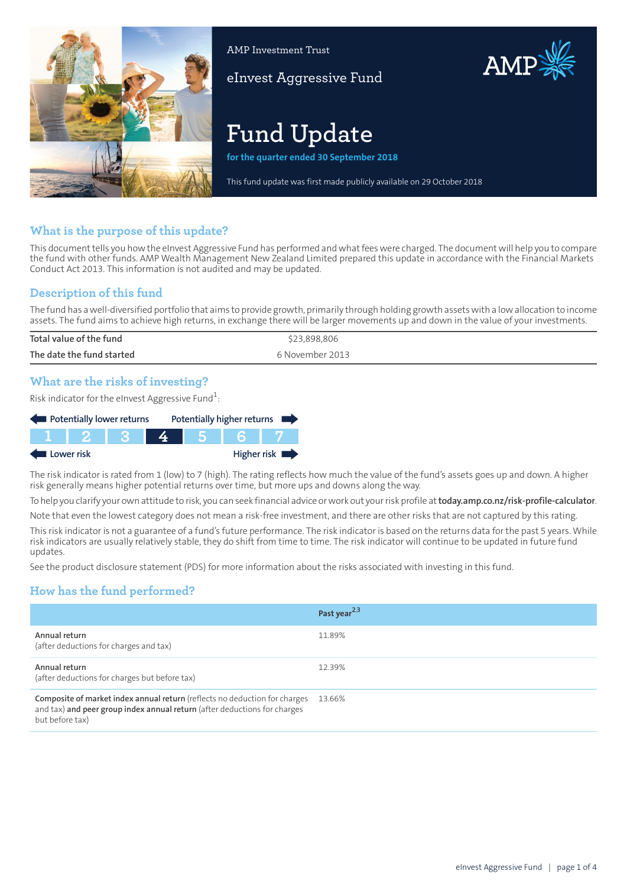AMP Investment Trust

eInvest Aggressive Fund

# Fund Update

**for the quarter ended 30 September 2018**

This fund update was first made publicly available on 29 October 2018

## What is the purpose of this update?

This document tells you how the eInvest Aggressive Fund has performed and what fees were charged. The document will help you to compare the fund with other funds. AMP Wealth Management New Zealand Limited prepared this update in accordance with the Financial Markets Conduct Act 2013. This information is not audited and may be updated.

## Description of this fund

The fund has a well-diversified portfolio that aims to provide growth, primarily through holding growth assets with a low allocation to income assets. The fund aims to achieve high returns, in exchange there will be larger movements up and down in the value of your investments.

| | |
|---|---|
| **Total value of the fund** | $23,898,806 |
| **The date the fund started** | 6 November 2013 |

## What are the risks of investing?

Risk indicator for the eInvest Aggressive Fund[1]:

Potentially lower returns ← → Potentially higher returns

| 1 | 2 | 3 | **4** | 5 | 6 | 7 |
|---|---|---|---|---|---|---|

Lower risk ← → Higher risk

The risk indicator is rated from 1 (low) to 7 (high). The rating reflects how much the value of the fund's assets goes up and down. A higher risk generally means higher potential returns over time, but more ups and downs along the way.

To help you clarify your own attitude to risk, you can seek financial advice or work out your risk profile at **today.amp.co.nz/risk-profile-calculator**.

Note that even the lowest category does not mean a risk-free investment, and there are other risks that are not captured by this rating.

This risk indicator is not a guarantee of a fund's future performance. The risk indicator is based on the returns data for the past 5 years. While risk indicators are usually relatively stable, they do shift from time to time. The risk indicator will continue to be updated in future fund updates.

See the product disclosure statement (PDS) for more information about the risks associated with investing in this fund.

## How has the fund performed?

| | Past year[2,3] |
|---|---|
| **Annual return** (after deductions for charges and tax) | 11.89% |
| **Annual return** (after deductions for charges but before tax) | 12.39% |
| **Composite of market index annual return** (reflects no deduction for charges and tax) **and peer group index annual return** (after deductions for charges but before tax) | 13.66% |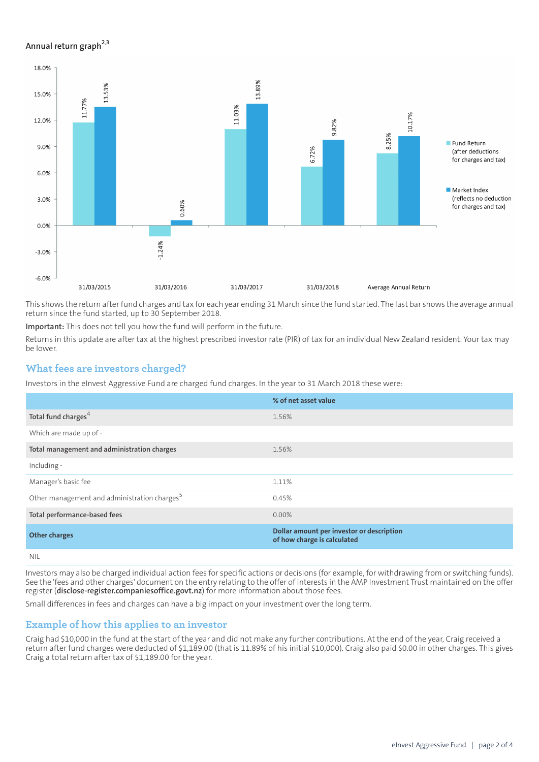## Annual return graph[2,3]

| | Fund Return (after deductions for charges and tax) | Market Index (reflects no deduction for charges and tax) |
|---|---|---|
| 31/03/2015 | 11.77% | 13.53% |
| 31/03/2016 | -1.24% | 0.60% |
| 31/03/2017 | 11.03% | 13.89% |
| 31/03/2018 | 6.72% | 9.82% |
| Average Annual Return | 8.25% | 10.17% |

This shows the return after fund charges and tax for each year ending 31 March since the fund started. The last bar shows the average annual return since the fund started, up to 30 September 2018.

**Important:** This does not tell you how the fund will perform in the future.

Returns in this update are after tax at the highest prescribed investor rate (PIR) of tax for an individual New Zealand resident. Your tax may be lower.

## What fees are investors charged?

Investors in the eInvest Aggressive Fund are charged fund charges. In the year to 31 March 2018 these were:

| | % of net asset value |
|---|---|
| **Total fund charges**[4] | 1.56% |
| Which are made up of - | |
| **Total management and administration charges** | 1.56% |
| Including - | |
| Manager's basic fee | 1.11% |
| Other management and administration charges[5] | 0.45% |
| **Total performance-based fees** | 0.00% |
| **Other charges** | **Dollar amount per investor or description of how charge is calculated** |
| NIL | |

Investors may also be charged individual action fees for specific actions or decisions (for example, for withdrawing from or switching funds). See the 'fees and other charges' document on the entry relating to the offer of interests in the AMP Investment Trust maintained on the offer register (**disclose-register.companiesoffice.govt.nz**) for more information about those fees.

Small differences in fees and charges can have a big impact on your investment over the long term.

## Example of how this applies to an investor

Craig had $10,000 in the fund at the start of the year and did not make any further contributions. At the end of the year, Craig received a return after fund charges were deducted of $1,189.00 (that is 11.89% of his initial $10,000). Craig also paid $0.00 in other charges. This gives Craig a total return after tax of $1,189.00 for the year.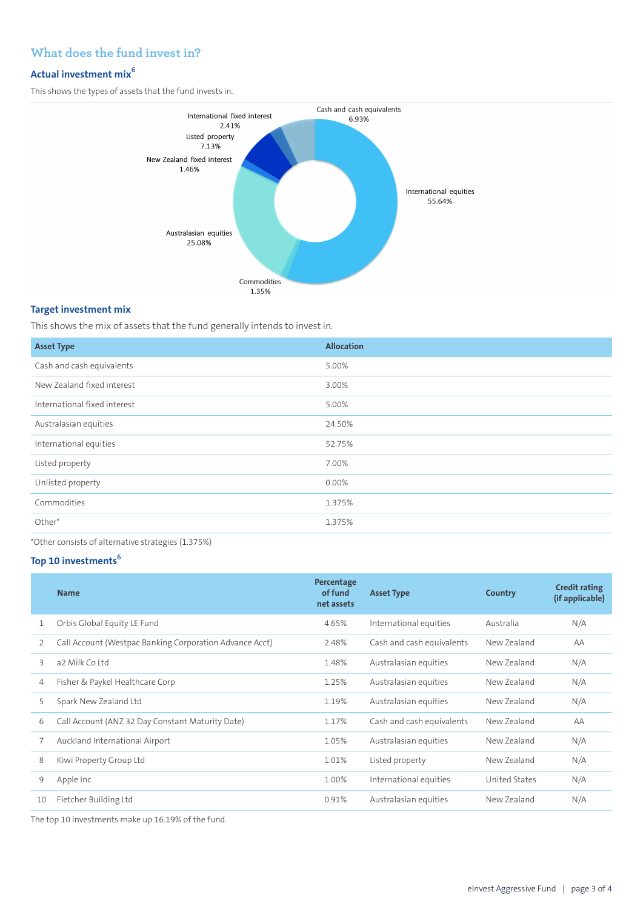## What does the fund invest in?

### Actual investment mix[6]

This shows the types of assets that the fund invests in.

Cash and cash equivalents 6.93%

International equities 55.64%

Commodities 1.35%

Australasian equities 25.08%

New Zealand fixed interest 1.46%

Listed property 7.13%

International fixed interest 2.41%

### Target investment mix

This shows the mix of assets that the fund generally intends to invest in.

| Asset Type | Allocation |
|---|---|
| Cash and cash equivalents | 5.00% |
| New Zealand fixed interest | 3.00% |
| International fixed interest | 5.00% |
| Australasian equities | 24.50% |
| International equities | 52.75% |
| Listed property | 7.00% |
| Unlisted property | 0.00% |
| Commodities | 1.375% |
| Other* | 1.375% |

*Other consists of alternative strategies (1.375%)

### Top 10 investments[6]

| | Name | Percentage of fund net assets | Asset Type | Country | Credit rating (if applicable) |
|---|---|---|---|---|---|
| 1 | Orbis Global Equity LE Fund | 4.65% | International equities | Australia | N/A |
| 2 | Call Account (Westpac Banking Corporation Advance Acct) | 2.48% | Cash and cash equivalents | New Zealand | AA |
| 3 | a2 Milk Co Ltd | 1.48% | Australasian equities | New Zealand | N/A |
| 4 | Fisher & Paykel Healthcare Corp | 1.25% | Australasian equities | New Zealand | N/A |
| 5 | Spark New Zealand Ltd | 1.19% | Australasian equities | New Zealand | N/A |
| 6 | Call Account (ANZ 32 Day Constant Maturity Date) | 1.17% | Cash and cash equivalents | New Zealand | AA |
| 7 | Auckland International Airport | 1.05% | Australasian equities | New Zealand | N/A |
| 8 | Kiwi Property Group Ltd | 1.01% | Listed property | New Zealand | N/A |
| 9 | Apple Inc | 1.00% | International equities | United States | N/A |
| 10 | Fletcher Building Ltd | 0.91% | Australasian equities | New Zealand | N/A |

The top 10 investments make up 16.19% of the fund.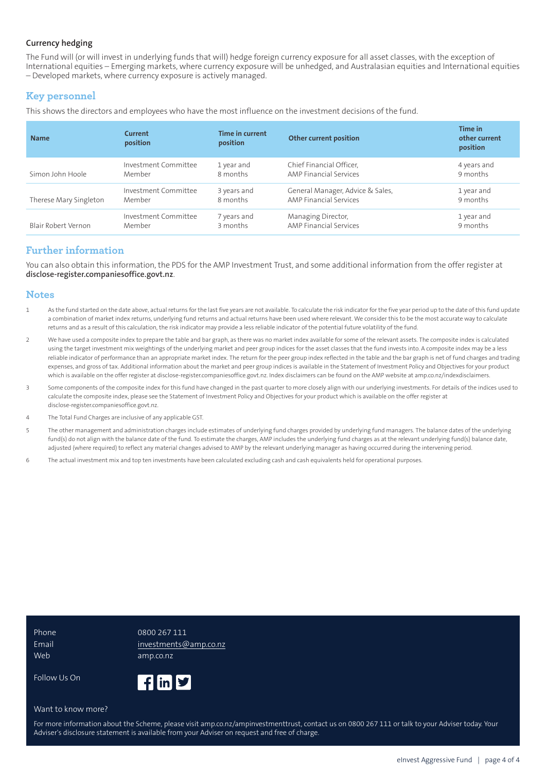### Currency hedging

The Fund will (or will invest in underlying funds that will) hedge foreign currency exposure for all asset classes, with the exception of International equities – Emerging markets, where currency exposure will be unhedged, and Australasian equities and International equities – Developed markets, where currency exposure is actively managed.

## Key personnel

This shows the directors and employees who have the most influence on the investment decisions of the fund.

| Name | Current position | Time in current position | Other current position | Time in other current position |
|---|---|---|---|---|
| Simon John Hoole | Investment Committee Member | 1 year and 8 months | Chief Financial Officer, AMP Financial Services | 4 years and 9 months |
| Therese Mary Singleton | Investment Committee Member | 3 years and 8 months | General Manager, Advice & Sales, AMP Financial Services | 1 year and 9 months |
| Blair Robert Vernon | Investment Committee Member | 7 years and 3 months | Managing Director, AMP Financial Services | 1 year and 9 months |

## Further information

You can also obtain this information, the PDS for the AMP Investment Trust, and some additional information from the offer register at **disclose-register.companiesoffice.govt.nz**.

## Notes

1. As the fund started on the date above, actual returns for the last five years are not available. To calculate the risk indicator for the five year period up to the date of this fund update a combination of market index returns, underlying fund returns and actual returns have been used where relevant. We consider this to be the most accurate way to calculate returns and as a result of this calculation, the risk indicator may provide a less reliable indicator of the potential future volatility of the fund.
2. We have used a composite index to prepare the table and bar graph, as there was no market index available for some of the relevant assets. The composite index is calculated using the target investment mix weightings of the underlying market and peer group indices for the asset classes that the fund invests into. A composite index may be a less reliable indicator of performance than an appropriate market index. The return for the peer group index reflected in the table and the bar graph is net of fund charges and trading expenses, and gross of tax. Additional information about the market and peer group indices is available in the Statement of Investment Policy and Objectives for your product which is available on the offer register at disclose-register.companiesoffice.govt.nz. Index disclaimers can be found on the AMP website at amp.co.nz/indexdisclaimers.
3. Some components of the composite index for this fund have changed in the past quarter to more closely align with our underlying investments. For details of the indices used to calculate the composite index, please see the Statement of Investment Policy and Objectives for your product which is available on the offer register at disclose-register.companiesoffice.govt.nz.
4. The Total Fund Charges are inclusive of any applicable GST.
5. The other management and administration charges include estimates of underlying fund charges provided by underlying fund managers. The balance dates of the underlying fund(s) do not align with the balance date of the fund. To estimate the charges, AMP includes the underlying fund charges as at the relevant underlying fund(s) balance date, adjusted (where required) to reflect any material changes advised to AMP by the relevant underlying manager as having occurred during the intervening period.
6. The actual investment mix and top ten investments have been calculated excluding cash and cash equivalents held for operational purposes.

Phone 0800 267 111
Email investments@amp.co.nz
Web amp.co.nz

Follow Us On

Want to know more?

For more information about the Scheme, please visit amp.co.nz/ampinvestmenttrust, contact us on 0800 267 111 or talk to your Adviser today. Your Adviser's disclosure statement is available from your Adviser on request and free of charge.